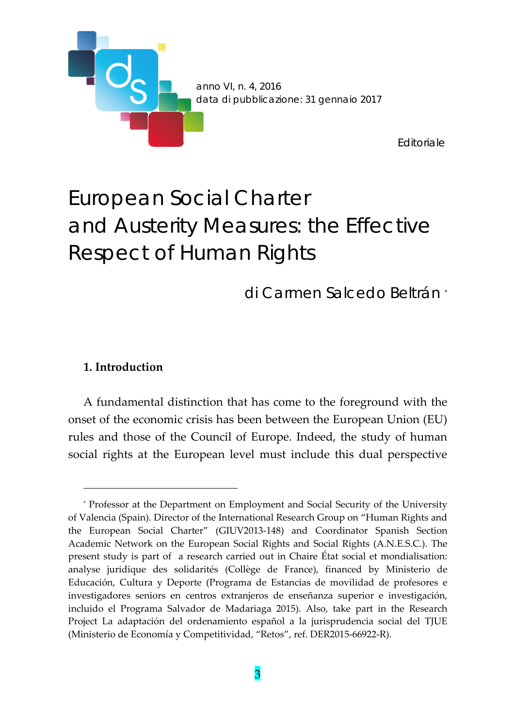anno VI, n. 4, 2016
data di pubblicazione: 31 gennaio 2017

Editoriale

# European Social Charter and Austerity Measures: the Effective Respect of Human Rights

di Carmen Salcedo Beltrán [*]

## 1. Introduction

A fundamental distinction that has come to the foreground with the onset of the economic crisis has been between the European Union (EU) rules and those of the Council of Europe. Indeed, the study of human social rights at the European level must include this dual perspective

---

[*] Professor at the Department on Employment and Social Security of the University of Valencia (Spain). Director of the International Research Group on "Human Rights and the European Social Charter" (GIUV2013-148) and Coordinator Spanish Section Academic Network on the European Social Rights and Social Rights (A.N.E.S.C.). The present study is part of a research carried out in Chaire État social et mondialisation: analyse juridique des solidarités (Collège de France), financed by Ministerio de Educación, Cultura y Deporte (Programa de Estancias de movilidad de profesores e investigadores seniors en centros extranjeros de enseñanza superior e investigación, incluido el Programa Salvador de Madariaga 2015). Also, take part in the Research Project La adaptación del ordenamiento español a la jurisprudencia social del TJUE (Ministerio de Economía y Competitividad, "Retos", ref. DER2015-66922-R).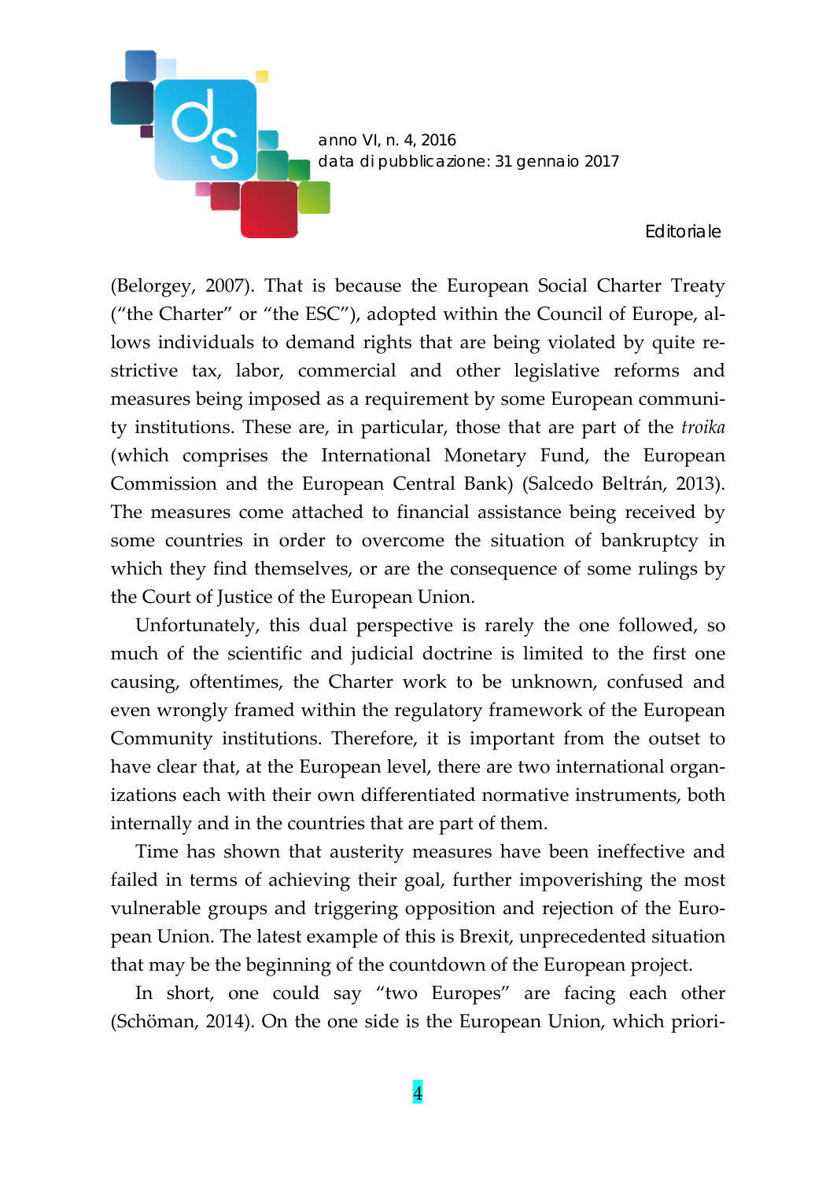(Belorgey, 2007). That is because the European Social Charter Treaty ("the Charter" or "the ESC"), adopted within the Council of Europe, allows individuals to demand rights that are being violated by quite restrictive tax, labor, commercial and other legislative reforms and measures being imposed as a requirement by some European community institutions. These are, in particular, those that are part of the *troika* (which comprises the International Monetary Fund, the European Commission and the European Central Bank) (Salcedo Beltrán, 2013). The measures come attached to financial assistance being received by some countries in order to overcome the situation of bankruptcy in which they find themselves, or are the consequence of some rulings by the Court of Justice of the European Union.

Unfortunately, this dual perspective is rarely the one followed, so much of the scientific and judicial doctrine is limited to the first one causing, oftentimes, the Charter work to be unknown, confused and even wrongly framed within the regulatory framework of the European Community institutions. Therefore, it is important from the outset to have clear that, at the European level, there are two international organizations each with their own differentiated normative instruments, both internally and in the countries that are part of them.

Time has shown that austerity measures have been ineffective and failed in terms of achieving their goal, further impoverishing the most vulnerable groups and triggering opposition and rejection of the European Union. The latest example of this is Brexit, unprecedented situation that may be the beginning of the countdown of the European project.

In short, one could say "two Europes" are facing each other (Schöman, 2014). On the one side is the European Union, which priori-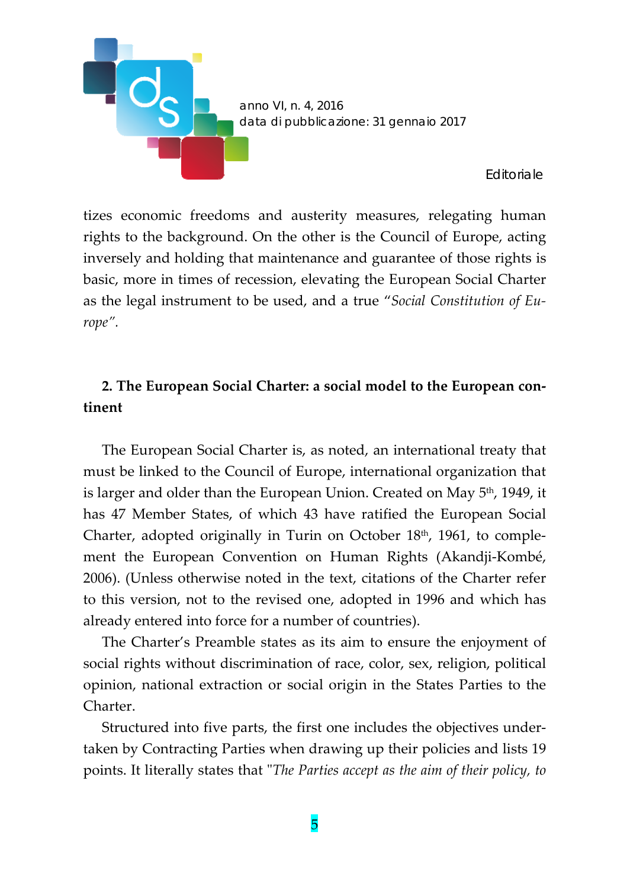tizes economic freedoms and austerity measures, relegating human rights to the background. On the other is the Council of Europe, acting inversely and holding that maintenance and guarantee of those rights is basic, more in times of recession, elevating the European Social Charter as the legal instrument to be used, and a true "*Social Constitution of Europe"*.

## 2. The European Social Charter: a social model to the European continent

The European Social Charter is, as noted, an international treaty that must be linked to the Council of Europe, international organization that is larger and older than the European Union. Created on May 5th, 1949, it has 47 Member States, of which 43 have ratified the European Social Charter, adopted originally in Turin on October 18th, 1961, to complement the European Convention on Human Rights (Akandji-Kombé, 2006). (Unless otherwise noted in the text, citations of the Charter refer to this version, not to the revised one, adopted in 1996 and which has already entered into force for a number of countries).

The Charter's Preamble states as its aim to ensure the enjoyment of social rights without discrimination of race, color, sex, religion, political opinion, national extraction or social origin in the States Parties to the Charter.

Structured into five parts, the first one includes the objectives undertaken by Contracting Parties when drawing up their policies and lists 19 points. It literally states that "*The Parties accept as the aim of their policy, to*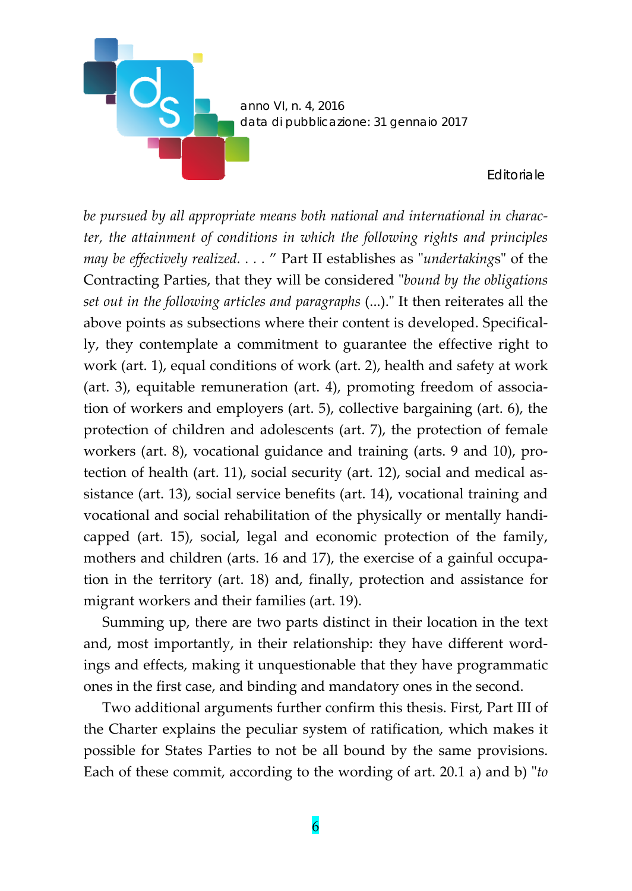*be pursued by all appropriate means both national and international in character, the attainment of conditions in which the following rights and principles may be effectively realized. . . .* " Part II establishes as "*undertaking*s" of the Contracting Parties, that they will be considered "*bound by the obligations set out in the following articles and paragraphs* (...)." It then reiterates all the above points as subsections where their content is developed. Specifically, they contemplate a commitment to guarantee the effective right to work (art. 1), equal conditions of work (art. 2), health and safety at work (art. 3), equitable remuneration (art. 4), promoting freedom of association of workers and employers (art. 5), collective bargaining (art. 6), the protection of children and adolescents (art. 7), the protection of female workers (art. 8), vocational guidance and training (arts. 9 and 10), protection of health (art. 11), social security (art. 12), social and medical assistance (art. 13), social service benefits (art. 14), vocational training and vocational and social rehabilitation of the physically or mentally handicapped (art. 15), social, legal and economic protection of the family, mothers and children (arts. 16 and 17), the exercise of a gainful occupation in the territory (art. 18) and, finally, protection and assistance for migrant workers and their families (art. 19).

Summing up, there are two parts distinct in their location in the text and, most importantly, in their relationship: they have different wordings and effects, making it unquestionable that they have programmatic ones in the first case, and binding and mandatory ones in the second.

Two additional arguments further confirm this thesis. First, Part III of the Charter explains the peculiar system of ratification, which makes it possible for States Parties to not be all bound by the same provisions. Each of these commit, according to the wording of art. 20.1 a) and b) "*to*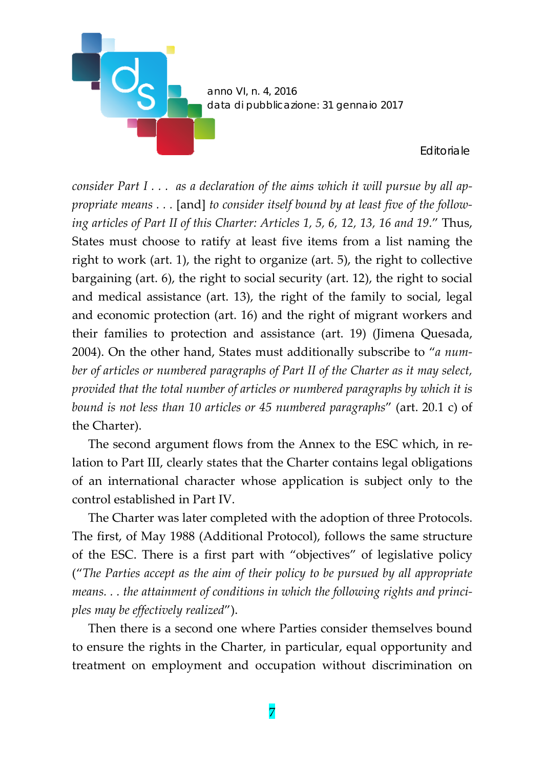*consider Part I . . . as a declaration of the aims which it will pursue by all appropriate means . . .* [and] *to consider itself bound by at least five of the following articles of Part II of this Charter: Articles 1, 5, 6, 12, 13, 16 and 19*." Thus, States must choose to ratify at least five items from a list naming the right to work (art. 1), the right to organize (art. 5), the right to collective bargaining (art. 6), the right to social security (art. 12), the right to social and medical assistance (art. 13), the right of the family to social, legal and economic protection (art. 16) and the right of migrant workers and their families to protection and assistance (art. 19) (Jimena Quesada, 2004). On the other hand, States must additionally subscribe to "*a number of articles or numbered paragraphs of Part II of the Charter as it may select, provided that the total number of articles or numbered paragraphs by which it is bound is not less than 10 articles or 45 numbered paragraphs*" (art. 20.1 c) of the Charter).

The second argument flows from the Annex to the ESC which, in relation to Part III, clearly states that the Charter contains legal obligations of an international character whose application is subject only to the control established in Part IV.

The Charter was later completed with the adoption of three Protocols. The first, of May 1988 (Additional Protocol), follows the same structure of the ESC. There is a first part with "objectives" of legislative policy ("*The Parties accept as the aim of their policy to be pursued by all appropriate means. . . the attainment of conditions in which the following rights and principles may be effectively realized*").

Then there is a second one where Parties consider themselves bound to ensure the rights in the Charter, in particular, equal opportunity and treatment on employment and occupation without discrimination on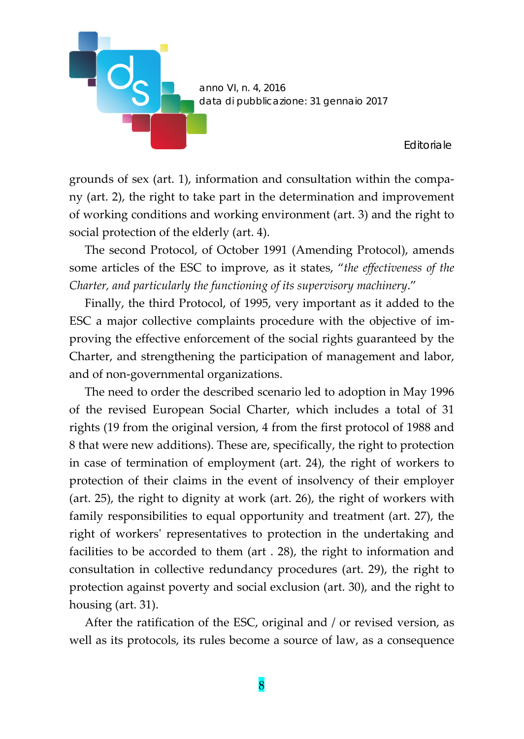grounds of sex (art. 1), information and consultation within the company (art. 2), the right to take part in the determination and improvement of working conditions and working environment (art. 3) and the right to social protection of the elderly (art. 4).

The second Protocol, of October 1991 (Amending Protocol), amends some articles of the ESC to improve, as it states, "*the effectiveness of the Charter, and particularly the functioning of its supervisory machinery*."

Finally, the third Protocol, of 1995, very important as it added to the ESC a major collective complaints procedure with the objective of improving the effective enforcement of the social rights guaranteed by the Charter, and strengthening the participation of management and labor, and of non-governmental organizations.

The need to order the described scenario led to adoption in May 1996 of the revised European Social Charter, which includes a total of 31 rights (19 from the original version, 4 from the first protocol of 1988 and 8 that were new additions). These are, specifically, the right to protection in case of termination of employment (art. 24), the right of workers to protection of their claims in the event of insolvency of their employer (art. 25), the right to dignity at work (art. 26), the right of workers with family responsibilities to equal opportunity and treatment (art. 27), the right of workers' representatives to protection in the undertaking and facilities to be accorded to them (art . 28), the right to information and consultation in collective redundancy procedures (art. 29), the right to protection against poverty and social exclusion (art. 30), and the right to housing (art. 31).

After the ratification of the ESC, original and / or revised version, as well as its protocols, its rules become a source of law, as a consequence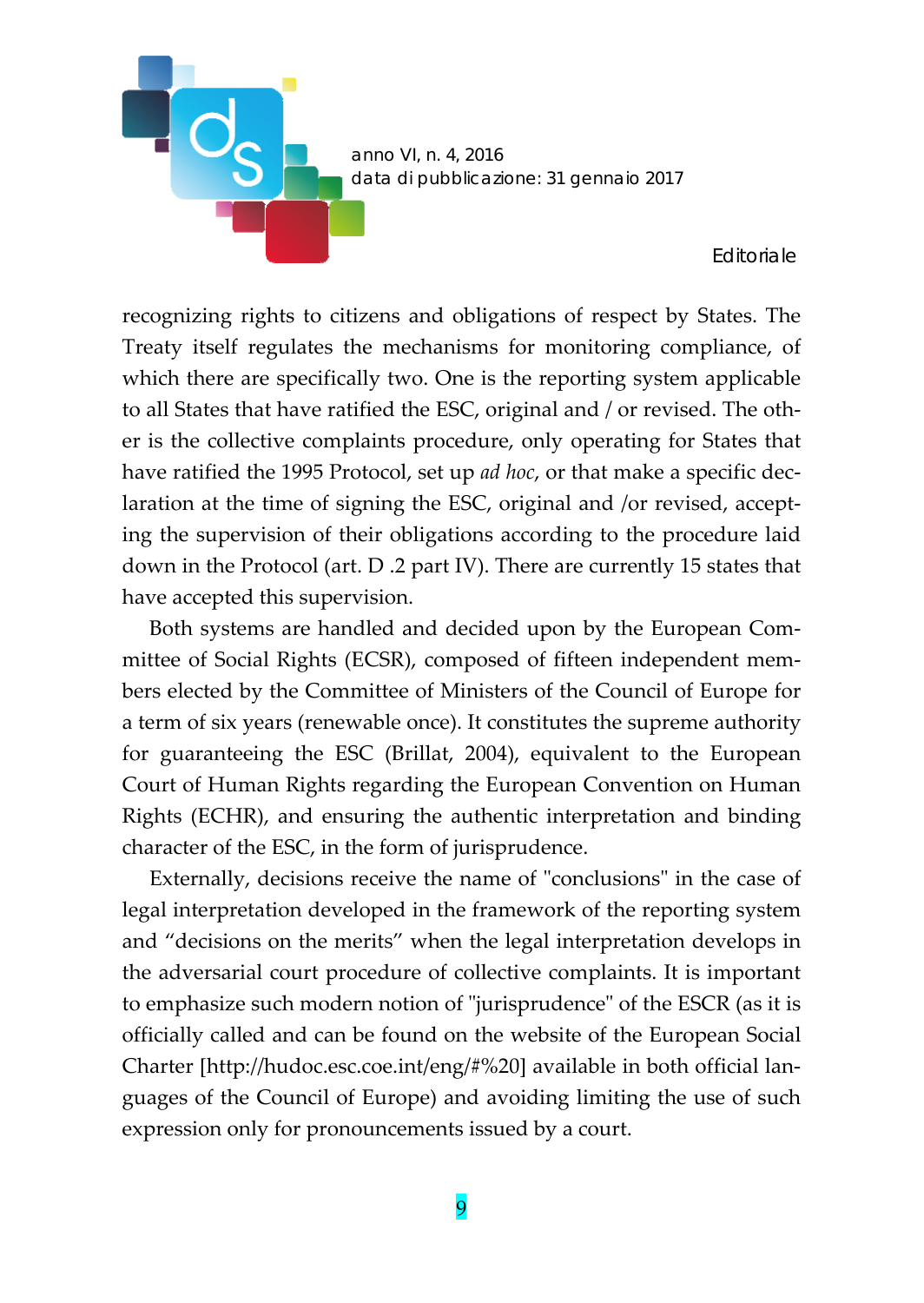recognizing rights to citizens and obligations of respect by States. The Treaty itself regulates the mechanisms for monitoring compliance, of which there are specifically two. One is the reporting system applicable to all States that have ratified the ESC, original and / or revised. The other is the collective complaints procedure, only operating for States that have ratified the 1995 Protocol, set up *ad hoc*, or that make a specific declaration at the time of signing the ESC, original and /or revised, accepting the supervision of their obligations according to the procedure laid down in the Protocol (art. D .2 part IV). There are currently 15 states that have accepted this supervision.

Both systems are handled and decided upon by the European Committee of Social Rights (ECSR), composed of fifteen independent members elected by the Committee of Ministers of the Council of Europe for a term of six years (renewable once). It constitutes the supreme authority for guaranteeing the ESC (Brillat, 2004), equivalent to the European Court of Human Rights regarding the European Convention on Human Rights (ECHR), and ensuring the authentic interpretation and binding character of the ESC, in the form of jurisprudence.

Externally, decisions receive the name of "conclusions" in the case of legal interpretation developed in the framework of the reporting system and “decisions on the merits” when the legal interpretation develops in the adversarial court procedure of collective complaints. It is important to emphasize such modern notion of "jurisprudence" of the ESCR (as it is officially called and can be found on the website of the European Social Charter [http://hudoc.esc.coe.int/eng/#%20] available in both official languages of the Council of Europe) and avoiding limiting the use of such expression only for pronouncements issued by a court.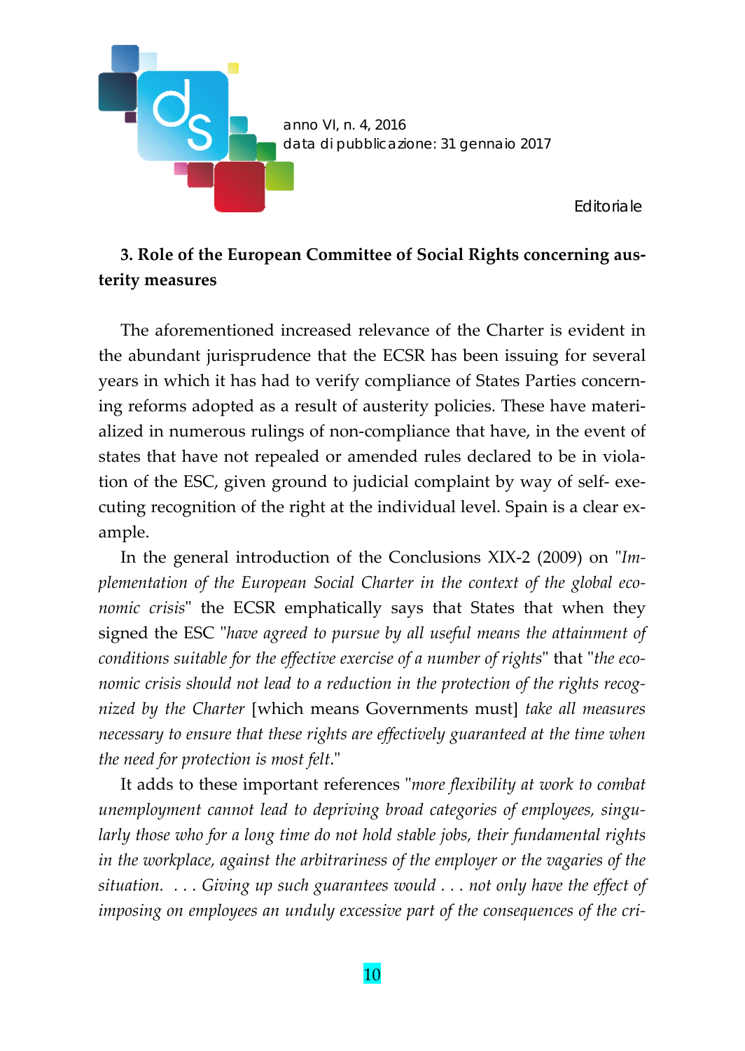### 3. Role of the European Committee of Social Rights concerning austerity measures

The aforementioned increased relevance of the Charter is evident in the abundant jurisprudence that the ECSR has been issuing for several years in which it has had to verify compliance of States Parties concerning reforms adopted as a result of austerity policies. These have materialized in numerous rulings of non-compliance that have, in the event of states that have not repealed or amended rules declared to be in violation of the ESC, given ground to judicial complaint by way of self- executing recognition of the right at the individual level. Spain is a clear example.

In the general introduction of the Conclusions XIX-2 (2009) on "*Implementation of the European Social Charter in the context of the global economic crisis*" the ECSR emphatically says that States that when they signed the ESC "*have agreed to pursue by all useful means the attainment of conditions suitable for the effective exercise of a number of rights*" that "*the economic crisis should not lead to a reduction in the protection of the rights recognized by the Charter* [which means Governments must] *take all measures necessary to ensure that these rights are effectively guaranteed at the time when the need for protection is most felt*."

It adds to these important references "*more flexibility at work to combat unemployment cannot lead to depriving broad categories of employees, singularly those who for a long time do not hold stable jobs, their fundamental rights in the workplace, against the arbitrariness of the employer or the vagaries of the situation. . . . Giving up such guarantees would . . . not only have the effect of imposing on employees an unduly excessive part of the consequences of the cri-*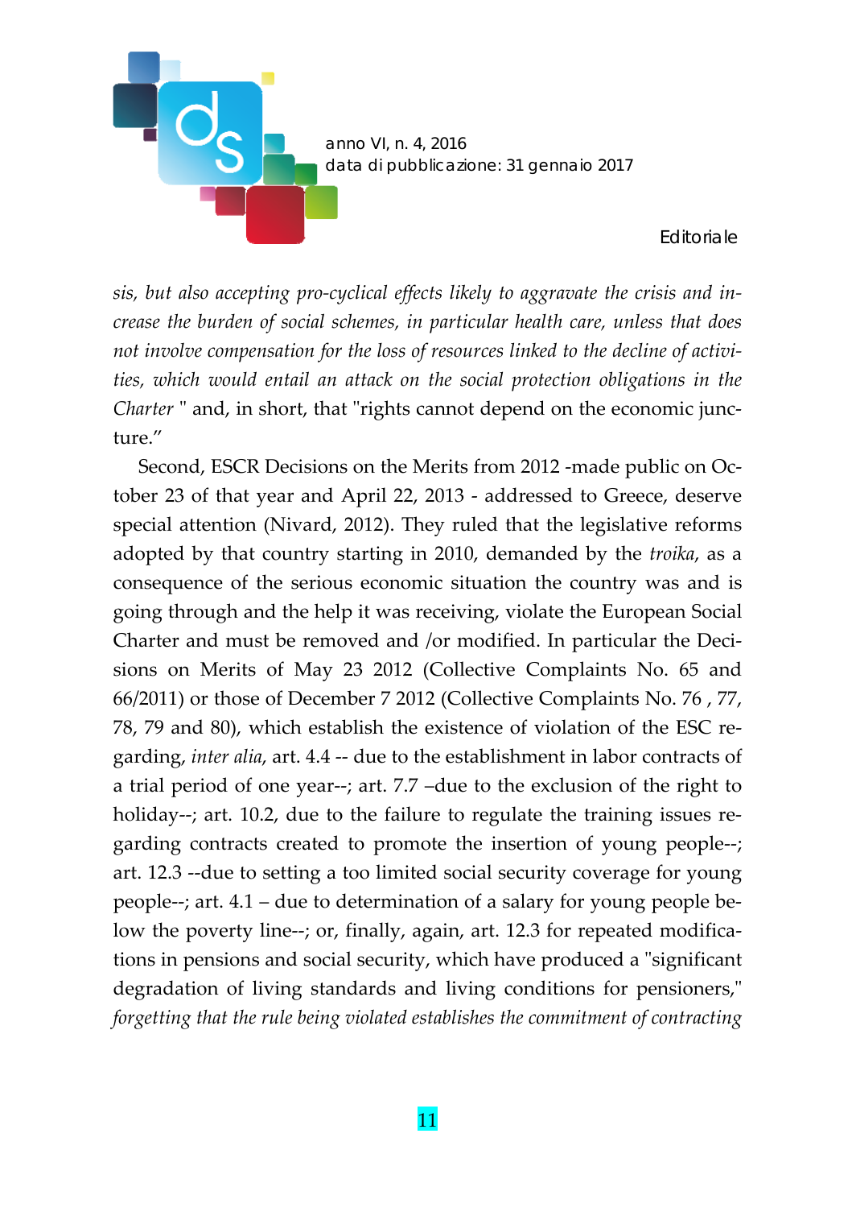*sis, but also accepting pro-cyclical effects likely to aggravate the crisis and increase the burden of social schemes, in particular health care, unless that does not involve compensation for the loss of resources linked to the decline of activities, which would entail an attack on the social protection obligations in the Charter* " and, in short, that "rights cannot depend on the economic juncture."

Second, ESCR Decisions on the Merits from 2012 -made public on October 23 of that year and April 22, 2013 - addressed to Greece, deserve special attention (Nivard, 2012). They ruled that the legislative reforms adopted by that country starting in 2010, demanded by the *troika*, as a consequence of the serious economic situation the country was and is going through and the help it was receiving, violate the European Social Charter and must be removed and /or modified. In particular the Decisions on Merits of May 23 2012 (Collective Complaints No. 65 and 66/2011) or those of December 7 2012 (Collective Complaints No. 76 , 77, 78, 79 and 80), which establish the existence of violation of the ESC regarding, *inter alia*, art. 4.4 -- due to the establishment in labor contracts of a trial period of one year--; art. 7.7 –due to the exclusion of the right to holiday--; art. 10.2, due to the failure to regulate the training issues regarding contracts created to promote the insertion of young people--; art. 12.3 --due to setting a too limited social security coverage for young people--; art. 4.1 – due to determination of a salary for young people below the poverty line--; or, finally, again, art. 12.3 for repeated modifications in pensions and social security, which have produced a "significant degradation of living standards and living conditions for pensioners," *forgetting that the rule being violated establishes the commitment of contracting*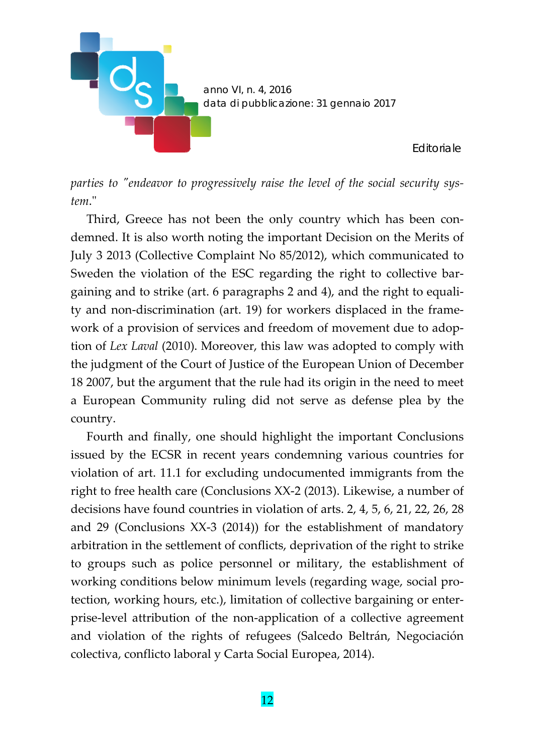*parties to "endeavor to progressively raise the level of the social security system*."

Third, Greece has not been the only country which has been condemned. It is also worth noting the important Decision on the Merits of July 3 2013 (Collective Complaint No 85/2012), which communicated to Sweden the violation of the ESC regarding the right to collective bargaining and to strike (art. 6 paragraphs 2 and 4), and the right to equality and non-discrimination (art. 19) for workers displaced in the framework of a provision of services and freedom of movement due to adoption of *Lex Laval* (2010). Moreover, this law was adopted to comply with the judgment of the Court of Justice of the European Union of December 18 2007, but the argument that the rule had its origin in the need to meet a European Community ruling did not serve as defense plea by the country.

Fourth and finally, one should highlight the important Conclusions issued by the ECSR in recent years condemning various countries for violation of art. 11.1 for excluding undocumented immigrants from the right to free health care (Conclusions XX-2 (2013). Likewise, a number of decisions have found countries in violation of arts. 2, 4, 5, 6, 21, 22, 26, 28 and 29 (Conclusions XX-3 (2014)) for the establishment of mandatory arbitration in the settlement of conflicts, deprivation of the right to strike to groups such as police personnel or military, the establishment of working conditions below minimum levels (regarding wage, social protection, working hours, etc.), limitation of collective bargaining or enterprise-level attribution of the non-application of a collective agreement and violation of the rights of refugees (Salcedo Beltrán, Negociación colectiva, conflicto laboral y Carta Social Europea, 2014).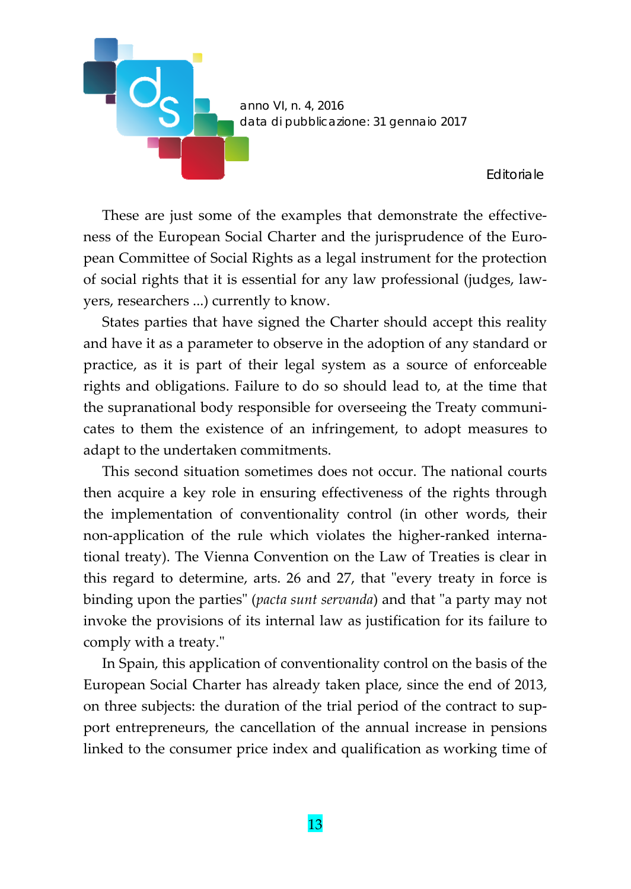These are just some of the examples that demonstrate the effectiveness of the European Social Charter and the jurisprudence of the European Committee of Social Rights as a legal instrument for the protection of social rights that it is essential for any law professional (judges, lawyers, researchers ...) currently to know.

States parties that have signed the Charter should accept this reality and have it as a parameter to observe in the adoption of any standard or practice, as it is part of their legal system as a source of enforceable rights and obligations. Failure to do so should lead to, at the time that the supranational body responsible for overseeing the Treaty communicates to them the existence of an infringement, to adopt measures to adapt to the undertaken commitments.

This second situation sometimes does not occur. The national courts then acquire a key role in ensuring effectiveness of the rights through the implementation of conventionality control (in other words, their non-application of the rule which violates the higher-ranked international treaty). The Vienna Convention on the Law of Treaties is clear in this regard to determine, arts. 26 and 27, that "every treaty in force is binding upon the parties" (*pacta sunt servanda*) and that "a party may not invoke the provisions of its internal law as justification for its failure to comply with a treaty."

In Spain, this application of conventionality control on the basis of the European Social Charter has already taken place, since the end of 2013, on three subjects: the duration of the trial period of the contract to support entrepreneurs, the cancellation of the annual increase in pensions linked to the consumer price index and qualification as working time of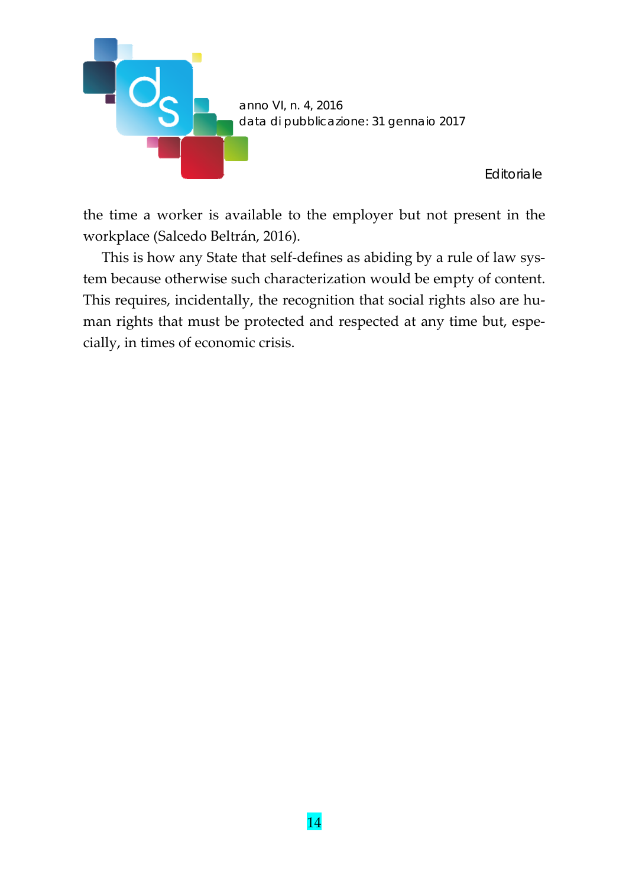the time a worker is available to the employer but not present in the workplace (Salcedo Beltrán, 2016).

This is how any State that self-defines as abiding by a rule of law system because otherwise such characterization would be empty of content. This requires, incidentally, the recognition that social rights also are human rights that must be protected and respected at any time but, especially, in times of economic crisis.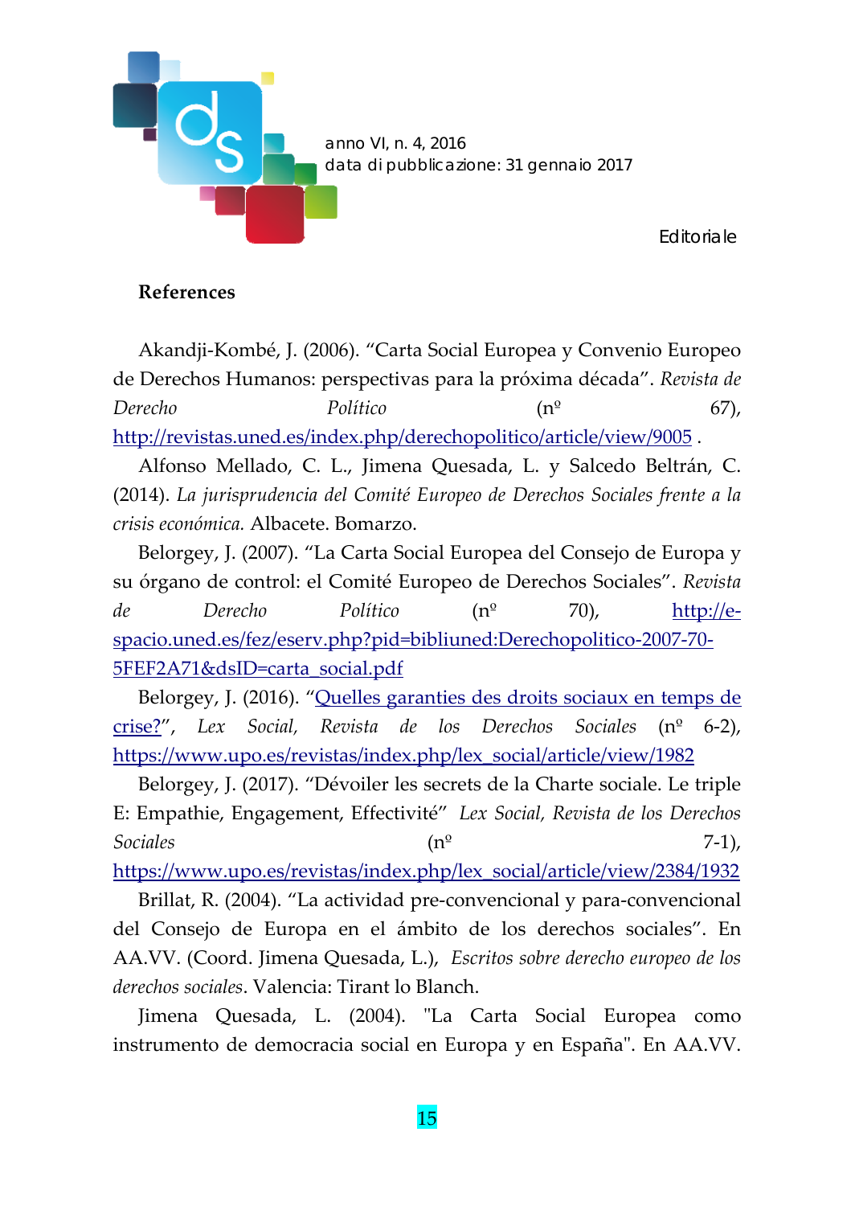### References

Akandji-Kombé, J. (2006). “Carta Social Europea y Convenio Europeo de Derechos Humanos: perspectivas para la próxima década”. *Revista de Derecho Político* (nº 67), http://revistas.uned.es/index.php/derechopolitico/article/view/9005 .

Alfonso Mellado, C. L., Jimena Quesada, L. y Salcedo Beltrán, C. (2014). *La jurisprudencia del Comité Europeo de Derechos Sociales frente a la crisis económica.* Albacete. Bomarzo.

Belorgey, J. (2007). “La Carta Social Europea del Consejo de Europa y su órgano de control: el Comité Europeo de Derechos Sociales”. *Revista de Derecho Político* (nº 70), http://e-spacio.uned.es/fez/eserv.php?pid=bibliuned:Derechopolitico-2007-70-5FEF2A71&dsID=carta_social.pdf

Belorgey, J. (2016). “Quelles garanties des droits sociaux en temps de crise?”, *Lex Social, Revista de los Derechos Sociales* (nº 6-2), https://www.upo.es/revistas/index.php/lex_social/article/view/1982

Belorgey, J. (2017). “Dévoiler les secrets de la Charte sociale. Le triple E: Empathie, Engagement, Effectivité” *Lex Social, Revista de los Derechos Sociales* (nº 7-1), https://www.upo.es/revistas/index.php/lex_social/article/view/2384/1932

Brillat, R. (2004). “La actividad pre-convencional y para-convencional del Consejo de Europa en el ámbito de los derechos sociales”. En AA.VV. (Coord. Jimena Quesada, L.), *Escritos sobre derecho europeo de los derechos sociales*. Valencia: Tirant lo Blanch.

Jimena Quesada, L. (2004). "La Carta Social Europea como instrumento de democracia social en Europa y en España". En AA.VV.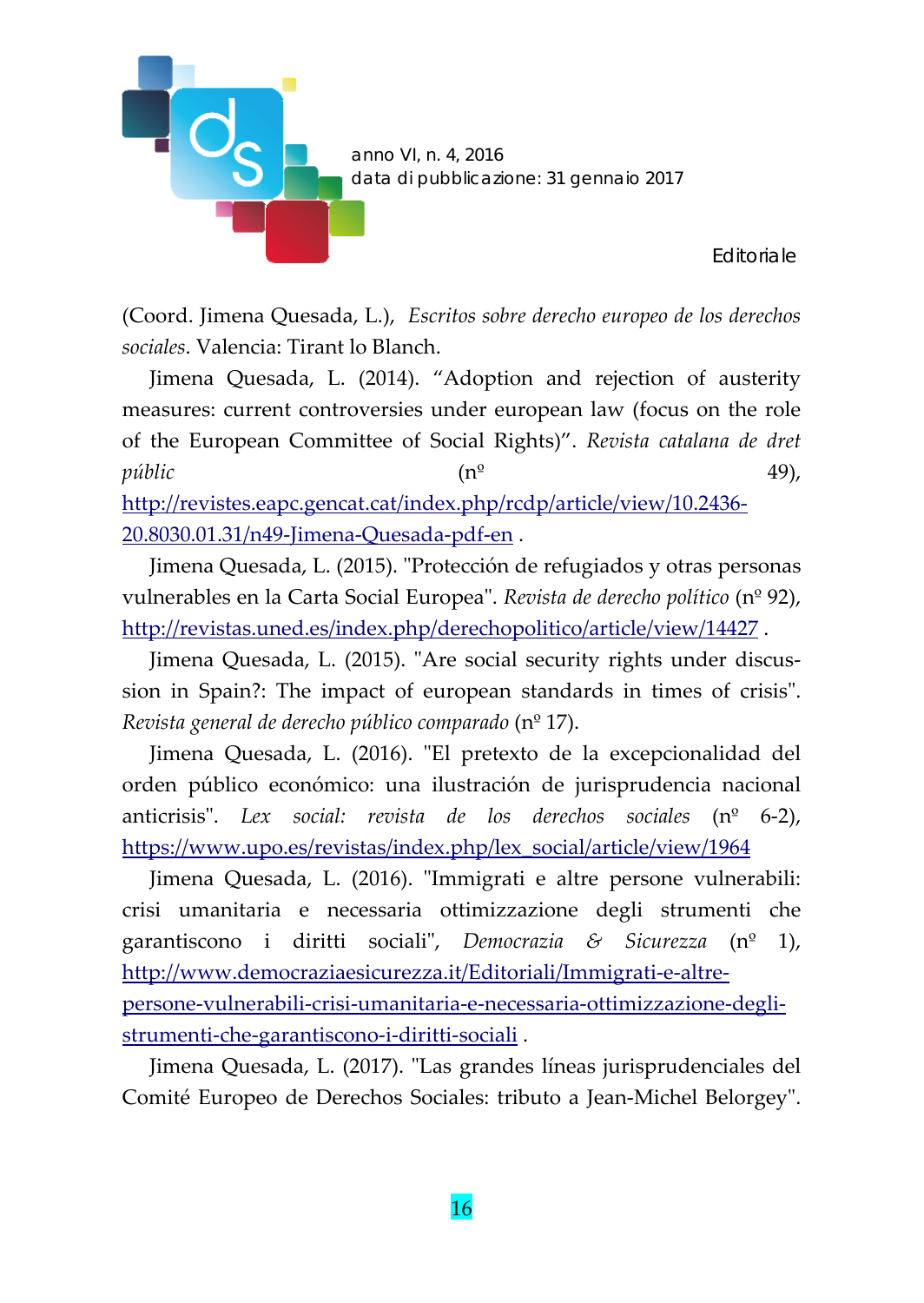(Coord. Jimena Quesada, L.), *Escritos sobre derecho europeo de los derechos sociales*. Valencia: Tirant lo Blanch.

Jimena Quesada, L. (2014). "Adoption and rejection of austerity measures: current controversies under european law (focus on the role of the European Committee of Social Rights)". *Revista catalana de dret públic* (nº 49), http://revistes.eapc.gencat.cat/index.php/rcdp/article/view/10.2436-20.8030.01.31/n49-Jimena-Quesada-pdf-en .

Jimena Quesada, L. (2015). "Protección de refugiados y otras personas vulnerables en la Carta Social Europea". *Revista de derecho político* (nº 92), http://revistas.uned.es/index.php/derechopolitico/article/view/14427 .

Jimena Quesada, L. (2015). "Are social security rights under discussion in Spain?: The impact of european standards in times of crisis". *Revista general de derecho público comparado* (nº 17).

Jimena Quesada, L. (2016). "El pretexto de la excepcionalidad del orden público económico: una ilustración de jurisprudencia nacional anticrisis". *Lex social: revista de los derechos sociales* (nº 6-2), https://www.upo.es/revistas/index.php/lex_social/article/view/1964

Jimena Quesada, L. (2016). "Immigrati e altre persone vulnerabili: crisi umanitaria e necessaria ottimizzazione degli strumenti che garantiscono i diritti sociali", *Democrazia & Sicurezza* (nº 1), http://www.democraziaesicurezza.it/Editoriali/Immigrati-e-altre-persone-vulnerabili-crisi-umanitaria-e-necessaria-ottimizzazione-degli-strumenti-che-garantiscono-i-diritti-sociali .

Jimena Quesada, L. (2017). "Las grandes líneas jurisprudenciales del Comité Europeo de Derechos Sociales: tributo a Jean-Michel Belorgey".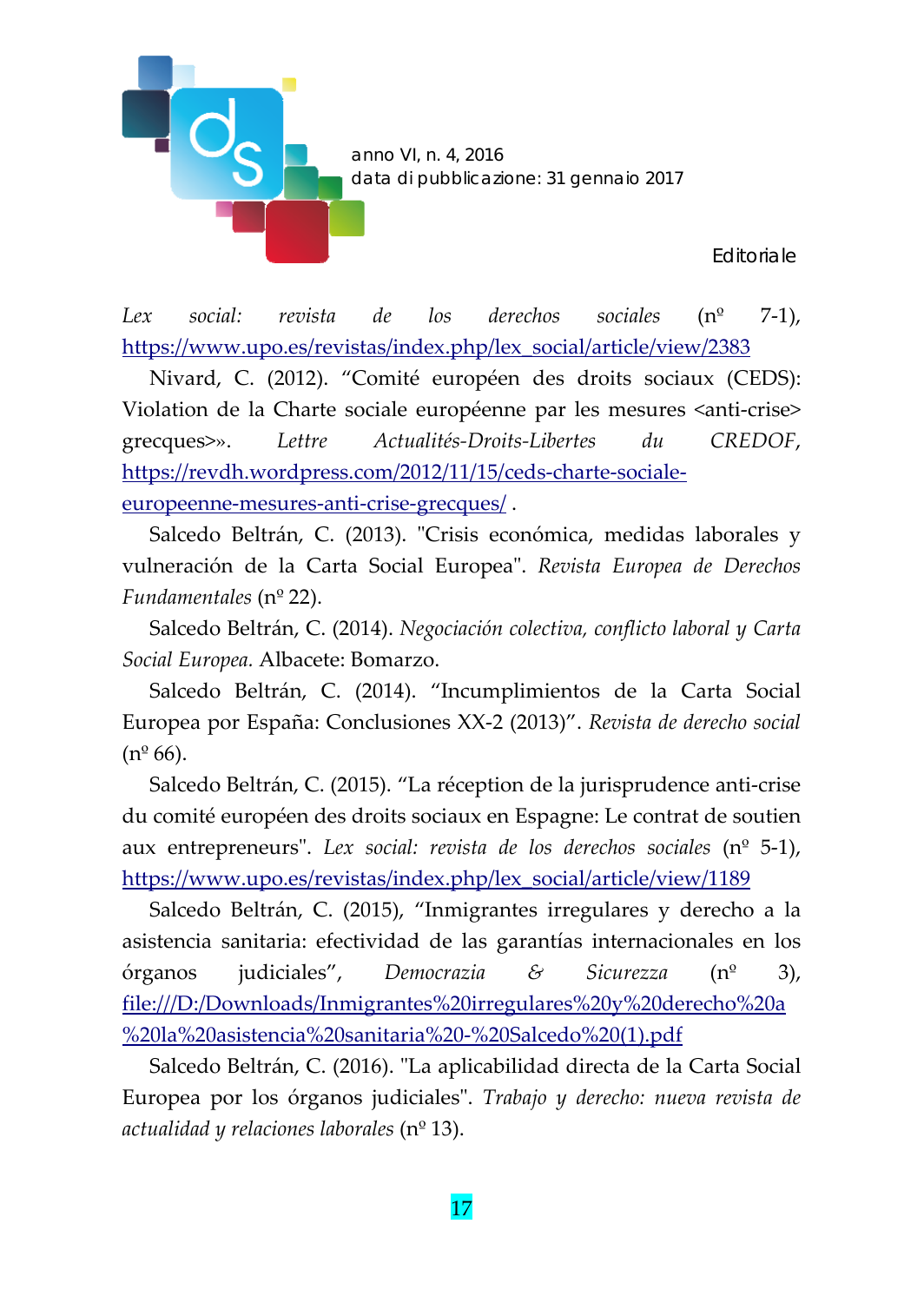*Lex social: revista de los derechos sociales* (nº 7-1), https://www.upo.es/revistas/index.php/lex_social/article/view/2383

Nivard, C. (2012). "Comité européen des droits sociaux (CEDS): Violation de la Charte sociale européenne par les mesures <anti-crise> grecques>». *Lettre Actualités-Droits-Libertes du CREDOF*, https://revdh.wordpress.com/2012/11/15/ceds-charte-sociale-europeenne-mesures-anti-crise-grecques/ .

Salcedo Beltrán, C. (2013). "Crisis económica, medidas laborales y vulneración de la Carta Social Europea". *Revista Europea de Derechos Fundamentales* (nº 22).

Salcedo Beltrán, C. (2014). *Negociación colectiva, conflicto laboral y Carta Social Europea.* Albacete: Bomarzo.

Salcedo Beltrán, C. (2014). "Incumplimientos de la Carta Social Europea por España: Conclusiones XX-2 (2013)". *Revista de derecho social* (nº 66).

Salcedo Beltrán, C. (2015). "La réception de la jurisprudence anti-crise du comité européen des droits sociaux en Espagne: Le contrat de soutien aux entrepreneurs". *Lex social: revista de los derechos sociales* (nº 5-1), https://www.upo.es/revistas/index.php/lex_social/article/view/1189

Salcedo Beltrán, C. (2015), "Inmigrantes irregulares y derecho a la asistencia sanitaria: efectividad de las garantías internacionales en los órganos judiciales", *Democrazia & Sicurezza* (nº 3), file:///D:/Downloads/Inmigrantes%20irregulares%20y%20derecho%20a%20la%20asistencia%20sanitaria%20-%20Salcedo%20(1).pdf

Salcedo Beltrán, C. (2016). "La aplicabilidad directa de la Carta Social Europea por los órganos judiciales". *Trabajo y derecho: nueva revista de actualidad y relaciones laborales* (nº 13).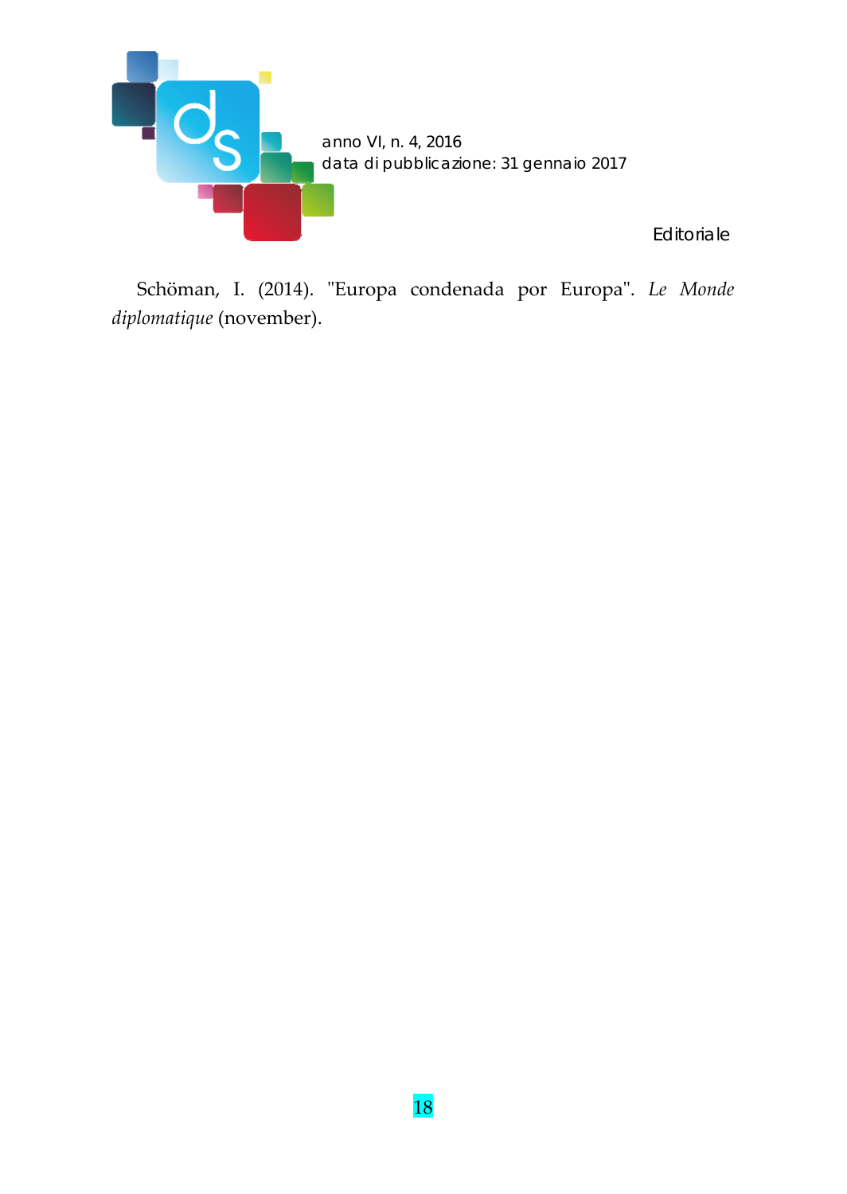Schöman, I. (2014). "Europa condenada por Europa". *Le Monde diplomatique* (november).